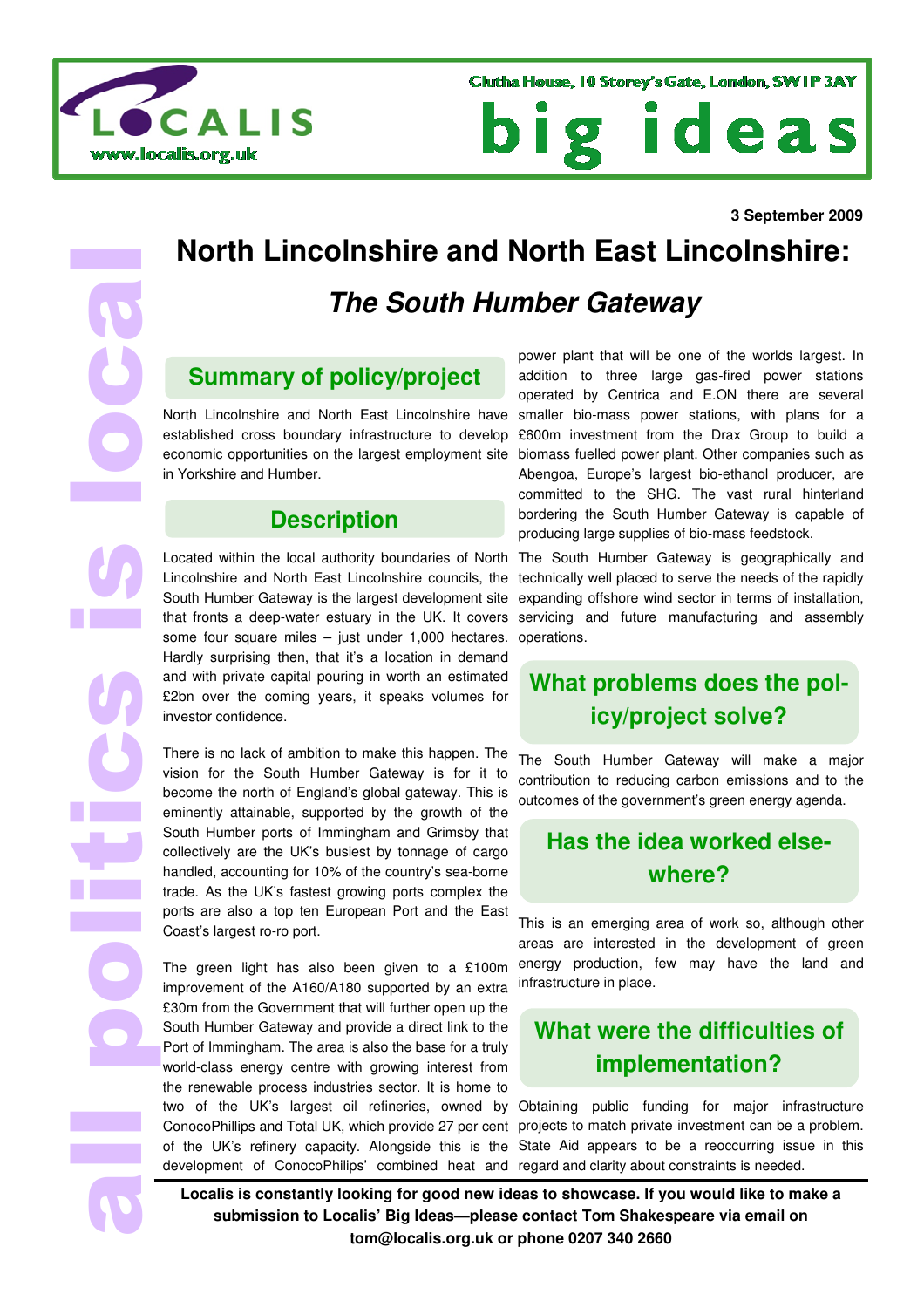Clutha House, 10 Storey's Gate, London, SW1P 3AY

**big ideas**

**3 September 2009**

# North Lincolnshire and North East Lincolnshire: *The South Humber Gateway*

## Summary of policy/project

North Lincolnshire and North East Lincolnshire have established cross boundary infrastructure to develop economic opportunities on the largest employment site in Yorkshire and Humber.

## Description

Located within the local authority boundaries of North Lincolnshire and North East Lincolnshire councils, the South Humber Gateway is the largest development site that fronts a deep-water estuary in the UK. It covers some four square miles – just under 1,000 hectares. Hardly surprising then, that it's a location in demand and with private capital pouring in worth an estimated £2bn over the coming years, it speaks volumes for investor confidence.

There is no lack of ambition to make this happen. The vision for the South Humber Gateway is for it to become the north of England's global gateway. This is eminently attainable, supported by the growth of the South Humber ports of Immingham and Grimsby that collectively are the UK's busiest by tonnage of cargo handled, accounting for 10% of the country's sea-borne trade. As the UK's fastest growing ports complex the ports are also a top ten European Port and the East Coast's largest ro-ro port.

The green light has also been given to a £100m improvement of the A160/A180 supported by an extra £30m from the Government that will further open up the South Humber Gateway and provide a direct link to the Port of Immingham. The area is also the base for a truly world-class energy centre with growing interest from the renewable process industries sector. It is home to two of the UK's largest oil refineries, owned by ConocoPhillips and Total UK, which provide 27 per cent of the UK's refinery capacity. Alongside this is the development of ConocoPhilips' combined heat and power plant that will be one of the worlds largest. In addition to three large gas-fired power stations operated by Centrica and E.ON there are several smaller bio-mass power stations, with plans for a £600m investment from the Drax Group to build a biomass fuelled power plant. Other companies such as Abengoa, Europe's largest bio-ethanol producer, are committed to the SHG. The vast rural hinterland bordering the South Humber Gateway is capable of producing large supplies of bio-mass feedstock.

The South Humber Gateway is geographically and technically well placed to serve the needs of the rapidly expanding offshore wind sector in terms of installation, servicing and future manufacturing and assembly operations.

## What problems does the policy/project solve?

The South Humber Gateway will make a major contribution to reducing carbon emissions and to the outcomes of the government's green energy agenda.

## Has the idea worked elsewhere?

This is an emerging area of work so, although other areas are interested in the development of green energy production, few may have the land and infrastructure in place.

## What were the difficulties of implementation?

Obtaining public funding for major infrastructure projects to match private investment can be a problem. State Aid appears to be a reoccurring issue in this regard and clarity about constraints is needed.

**Localis is constantly looking for good new ideas to showcase. If you would like to make a submission to Localis' Big Ideas—please contact Tom Shakespeare via email on tom@localis.org.uk or phone 0207 340 2660**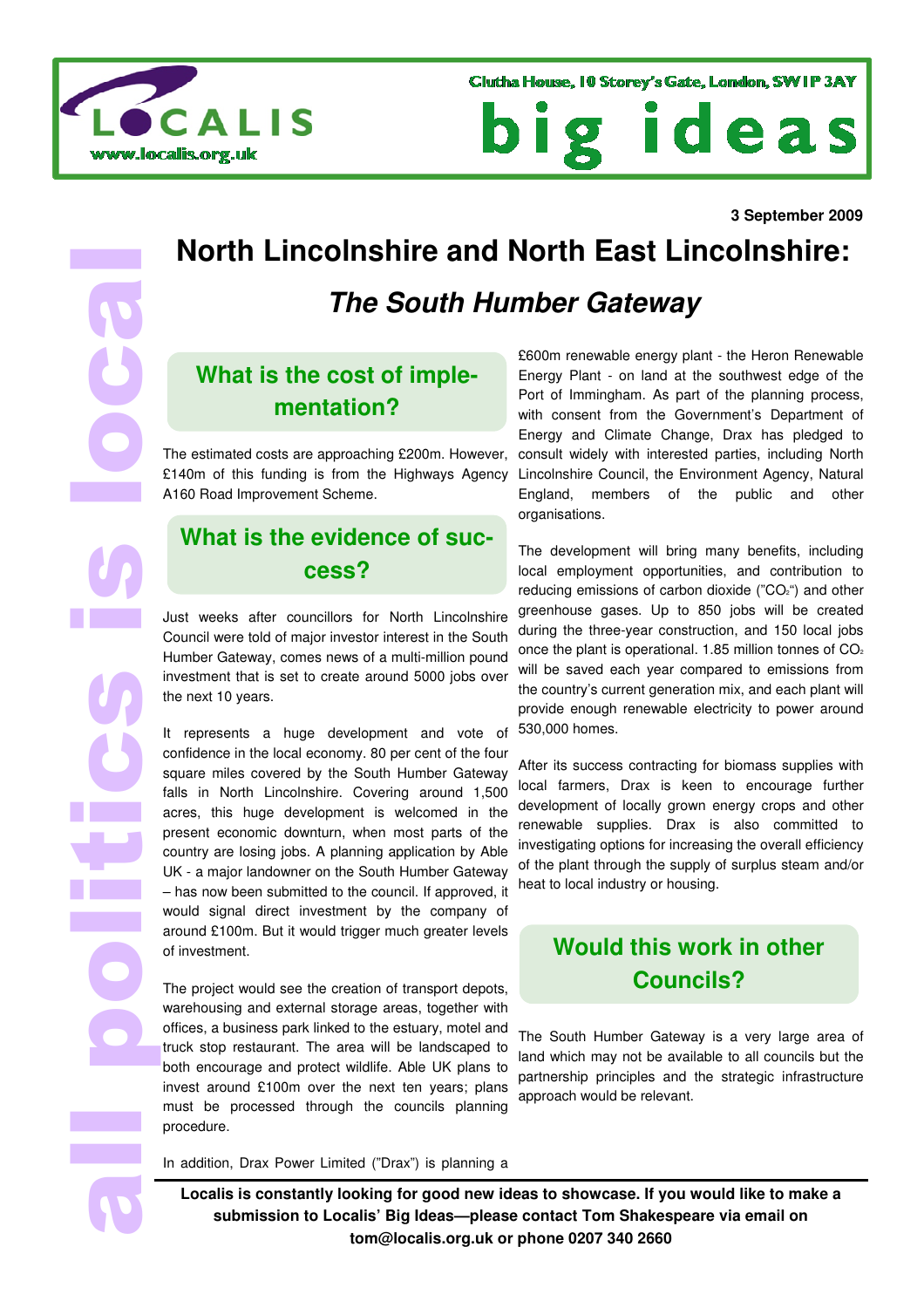3 September 2009

# North Lincolnshire and North East Lincolnshire:

## *The South Humber Gateway*

### What is the cost of implementation?

The estimated costs are approaching £200m. However, £140m of this funding is from the Highways Agency A160 Road Improvement Scheme.

### What is the evidence of success?

Just weeks after councillors for North Lincolnshire Council were told of major investor interest in the South Humber Gateway, comes news of a multi-million pound investment that is set to create around 5000 jobs over the next 10 years.

It represents a huge development and vote of confidence in the local economy. 80 per cent of the four square miles covered by the South Humber Gateway falls in North Lincolnshire. Covering around 1,500 acres, this huge development is welcomed in the present economic downturn, when most parts of the country are losing jobs. A planning application by Able UK - a major landowner on the South Humber Gateway – has now been submitted to the council. If approved, it would signal direct investment by the company of around £100m. But it would trigger much greater levels of investment.

The project would see the creation of transport depots, warehousing and external storage areas, together with offices, a business park linked to the estuary, motel and truck stop restaurant. The area will be landscaped to both encourage and protect wildlife. Able UK plans to invest around £100m over the next ten years; plans must be processed through the councils planning procedure.

In addition, Drax Power Limited ("Drax") is planning a £600m renewable energy plant - the Heron Renewable Energy Plant - on land at the southwest edge of the Port of Immingham. As part of the planning process, with consent from the Government's Department of Energy and Climate Change, Drax has pledged to consult widely with interested parties, including North Lincolnshire Council, the Environment Agency, Natural England, members of the public and other organisations.

The development will bring many benefits, including local employment opportunities, and contribution to reducing emissions of carbon dioxide ("$CO_2$") and other greenhouse gases. Up to 850 jobs will be created during the three-year construction, and 150 local jobs once the plant is operational. 1.85 million tonnes of $CO_2$ will be saved each year compared to emissions from the country's current generation mix, and each plant will provide enough renewable electricity to power around 530,000 homes.

After its success contracting for biomass supplies with local farmers, Drax is keen to encourage further development of locally grown energy crops and other renewable supplies. Drax is also committed to investigating options for increasing the overall efficiency of the plant through the supply of surplus steam and/or heat to local industry or housing.

### Would this work in other Councils?

The South Humber Gateway is a very large area of land which may not be available to all councils but the partnership principles and the strategic infrastructure approach would be relevant.

**Localis is constantly looking for good new ideas to showcase. If you would like to make a submission to Localis' Big Ideas—please contact Tom Shakespeare via email on tom@localis.org.uk or phone 0207 340 2660**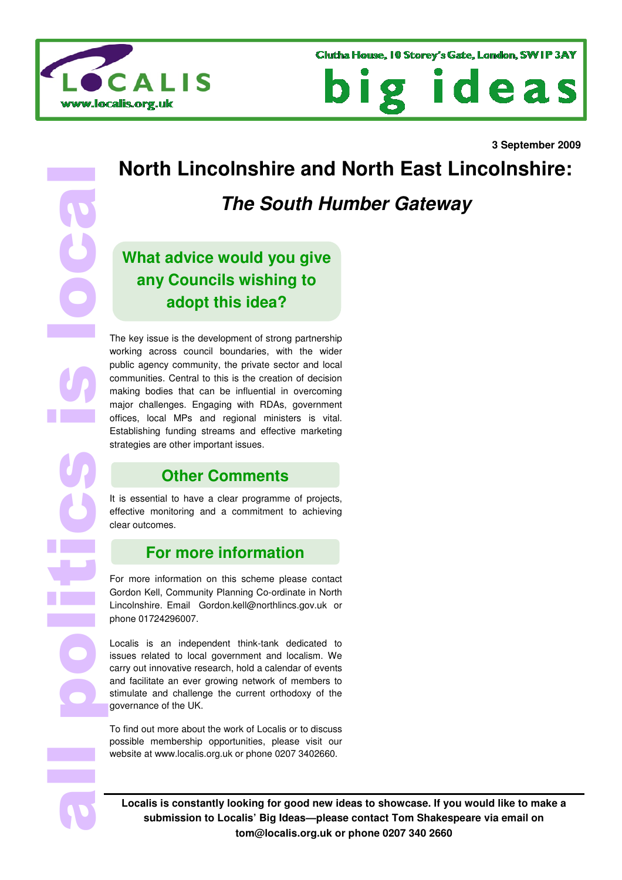3 September 2009

# North Lincolnshire and North East Lincolnshire:

## *The South Humber Gateway*

### What advice would you give any Councils wishing to adopt this idea?

The key issue is the development of strong partnership working across council boundaries, with the wider public agency community, the private sector and local communities. Central to this is the creation of decision making bodies that can be influential in overcoming major challenges. Engaging with RDAs, government offices, local MPs and regional ministers is vital. Establishing funding streams and effective marketing strategies are other important issues.

### Other Comments

It is essential to have a clear programme of projects, effective monitoring and a commitment to achieving clear outcomes.

### For more information

For more information on this scheme please contact Gordon Kell, Community Planning Co-ordinate in North Lincolnshire. Email Gordon.kell@northlincs.gov.uk or phone 01724296007.

Localis is an independent think-tank dedicated to issues related to local government and localism. We carry out innovative research, hold a calendar of events and facilitate an ever growing network of members to stimulate and challenge the current orthodoxy of the governance of the UK.

To find out more about the work of Localis or to discuss possible membership opportunities, please visit our website at www.localis.org.uk or phone 0207 3402660.

**Localis is constantly looking for good new ideas to showcase. If you would like to make a submission to Localis' Big Ideas—please contact Tom Shakespeare via email on tom@localis.org.uk or phone 0207 340 2660**